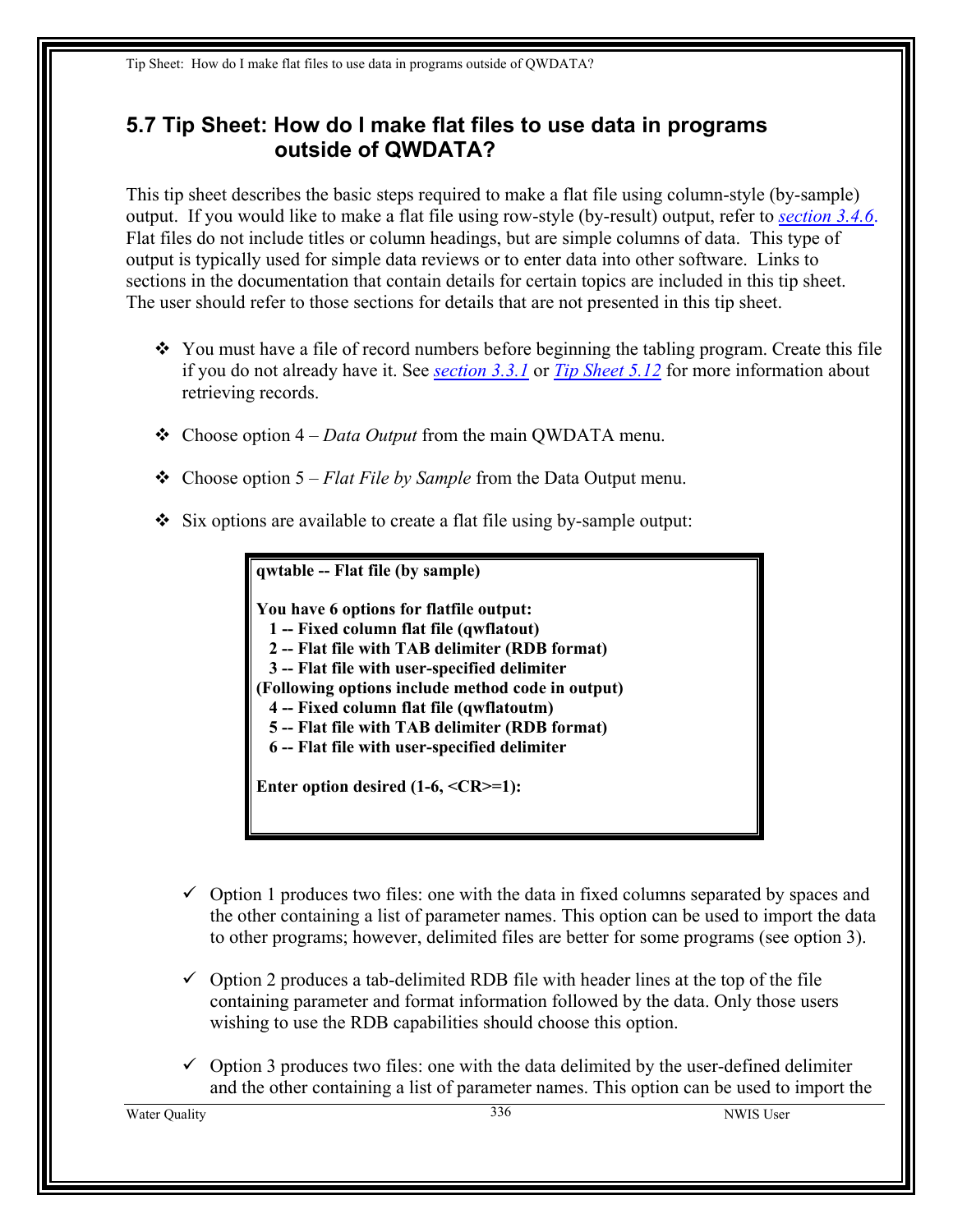## 5.7 Tip Sheet: How do I make flat files to use data in programs outside of QWDATA?

This tip sheet describes the basic steps required to make a flat file using column-style (by-sample) output. If you would like to make a flat file using row-style (by-result) output, refer to *section 3.4.6*. Flat files do not include titles or column headings, but are simple columns of data. This type of output is typically used for simple data reviews or to enter data into other software. Links to sections in the documentation that contain details for certain topics are included in this tip sheet. The user should refer to those sections for details that are not presented in this tip sheet.

- You must have a file of record numbers before beginning the tabling program. Create this file if you do not already have it. See *section 3.3.1* or *Tip Sheet 5.12* for more information about retrieving records.
- Choose option 4 – *Data Output* from the main QWDATA menu.
- Choose option 5 – *Flat File by Sample* from the Data Output menu.
- Six options are available to create a flat file using by-sample output:

```
qwtable -- Flat file (by sample)

You have 6 options for flatfile output:
  1 -- Fixed column flat file (qwflatout)
  2 -- Flat file with TAB delimiter (RDB format)
  3 -- Flat file with user-specified delimiter
(Following options include method code in output)
  4 -- Fixed column flat file (qwflatoutm)
  5 -- Flat file with TAB delimiter (RDB format)
  6 -- Flat file with user-specified delimiter

Enter option desired (1-6, <CR>=1):
```

- ✓ Option 1 produces two files: one with the data in fixed columns separated by spaces and the other containing a list of parameter names. This option can be used to import the data to other programs; however, delimited files are better for some programs (see option 3).
- ✓ Option 2 produces a tab-delimited RDB file with header lines at the top of the file containing parameter and format information followed by the data. Only those users wishing to use the RDB capabilities should choose this option.
- ✓ Option 3 produces two files: one with the data delimited by the user-defined delimiter and the other containing a list of parameter names. This option can be used to import the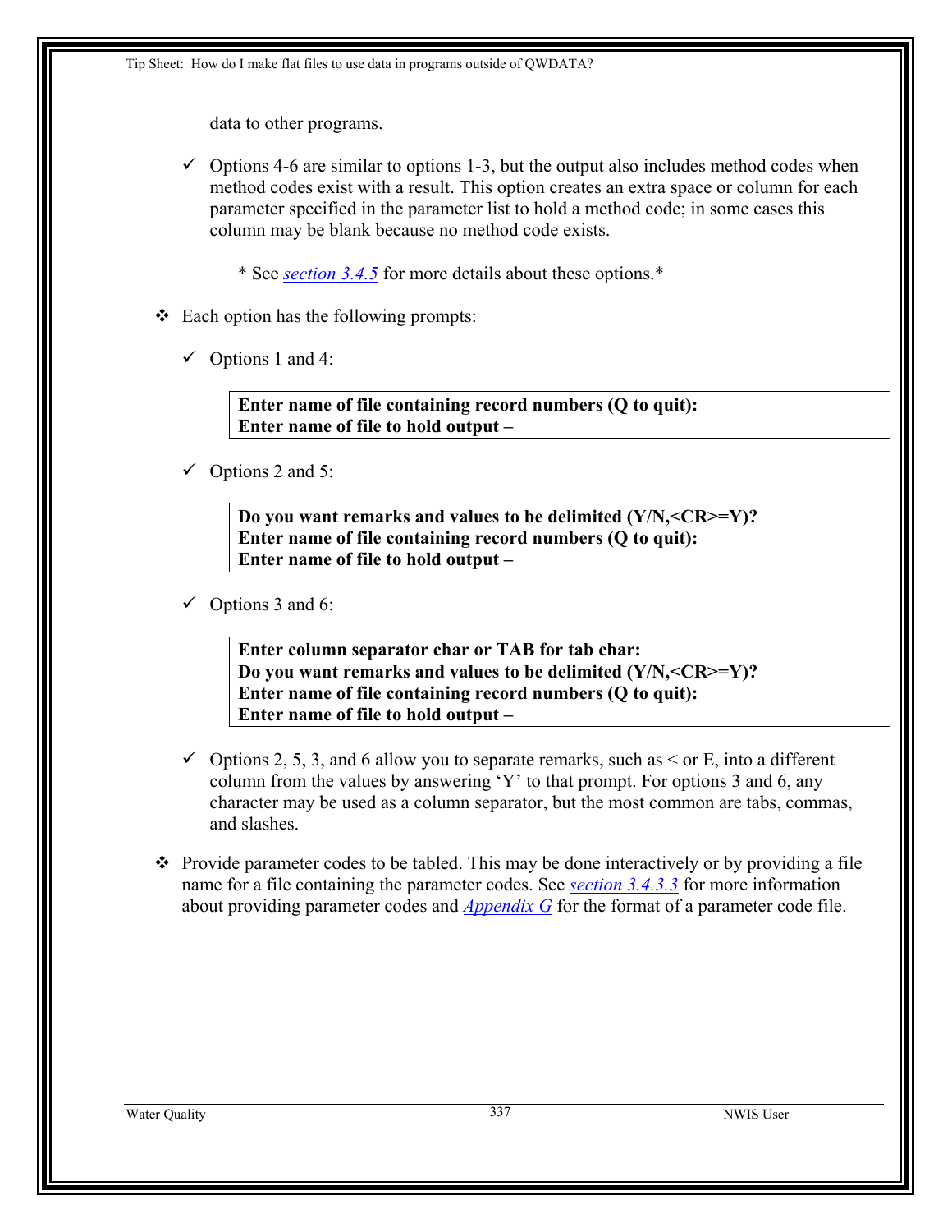data to other programs.

- ✓ Options 4-6 are similar to options 1-3, but the output also includes method codes when method codes exist with a result. This option creates an extra space or column for each parameter specified in the parameter list to hold a method code; in some cases this column may be blank because no method code exists.

  * See *section 3.4.5* for more details about these options.*

- ❖ Each option has the following prompts:

  - ✓ Options 1 and 4:

    ```
    Enter name of file containing record numbers (Q to quit):
    Enter name of file to hold output –
    ```

  - ✓ Options 2 and 5:

    ```
    Do you want remarks and values to be delimited (Y/N,<CR>=Y)?
    Enter name of file containing record numbers (Q to quit):
    Enter name of file to hold output –
    ```

  - ✓ Options 3 and 6:

    ```
    Enter column separator char or TAB for tab char:
    Do you want remarks and values to be delimited (Y/N,<CR>=Y)?
    Enter name of file containing record numbers (Q to quit):
    Enter name of file to hold output –
    ```

  - ✓ Options 2, 5, 3, and 6 allow you to separate remarks, such as < or E, into a different column from the values by answering 'Y' to that prompt. For options 3 and 6, any character may be used as a column separator, but the most common are tabs, commas, and slashes.

- ❖ Provide parameter codes to be tabled. This may be done interactively or by providing a file name for a file containing the parameter codes. See *section 3.4.3.3* for more information about providing parameter codes and *Appendix G* for the format of a parameter code file.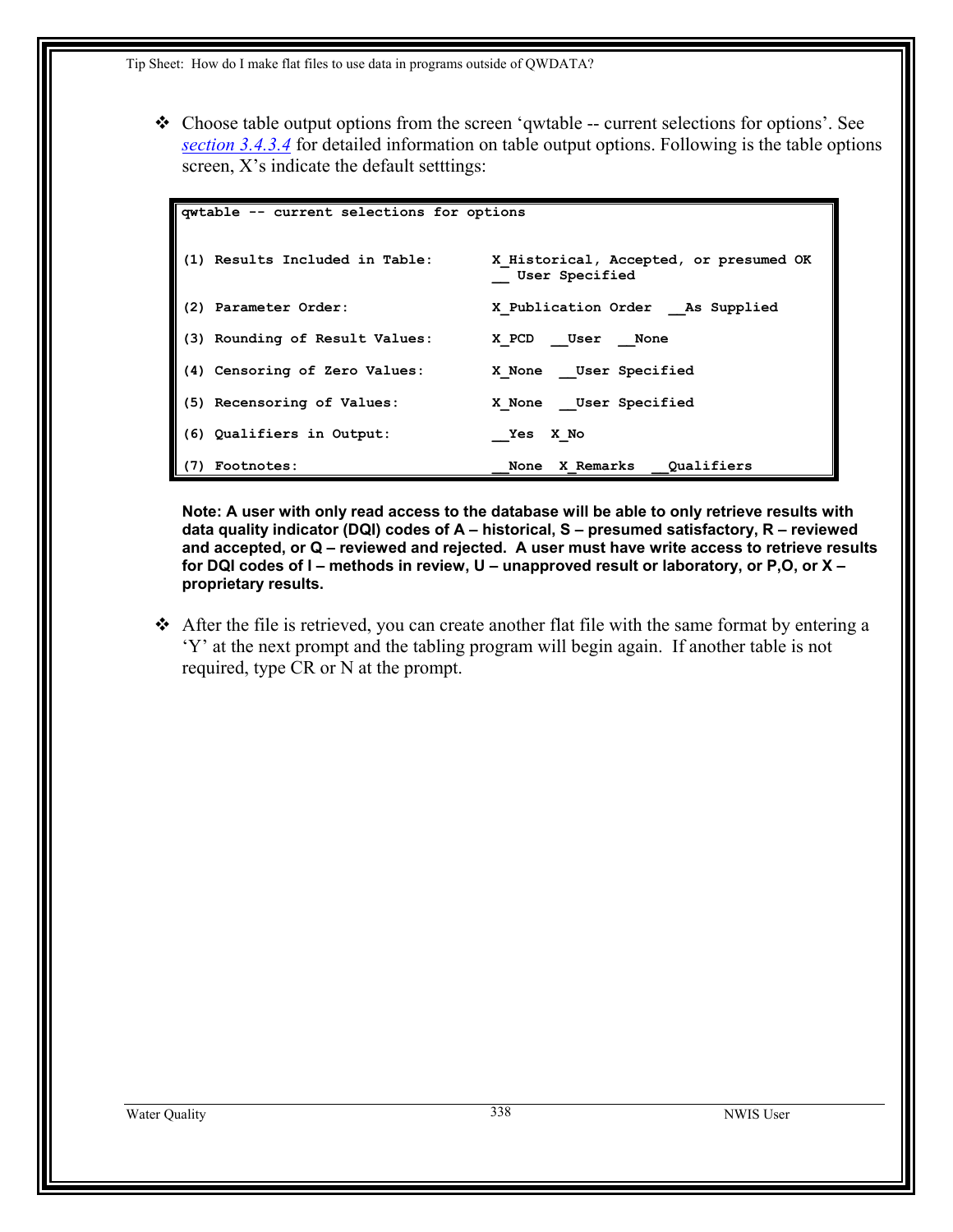- Choose table output options from the screen ‘qwtable -- current selections for options’. See *section 3.4.3.4* for detailed information on table output options. Following is the table options screen, X’s indicate the default setttings:

```
qwtable -- current selections for options


(1) Results Included in Table:       X_Historical, Accepted, or presumed OK
                                     __ User Specified

(2) Parameter Order:                 X_Publication Order  __As Supplied

(3) Rounding of Result Values:       X_PCD  __User  __None

(4) Censoring of Zero Values:        X_None  __User Specified

(5) Recensoring of Values:           X_None  __User Specified

(6) Qualifiers in Output:            __Yes  X_No

(7) Footnotes:                       __None  X_Remarks  __Qualifiers
```

**Note: A user with only read access to the database will be able to only retrieve results with data quality indicator (DQI) codes of A – historical, S – presumed satisfactory, R – reviewed and accepted, or Q – reviewed and rejected. A user must have write access to retrieve results for DQI codes of I – methods in review, U – unapproved result or laboratory, or P,O, or X – proprietary results.**

- After the file is retrieved, you can create another flat file with the same format by entering a ‘Y’ at the next prompt and the tabling program will begin again. If another table is not required, type CR or N at the prompt.